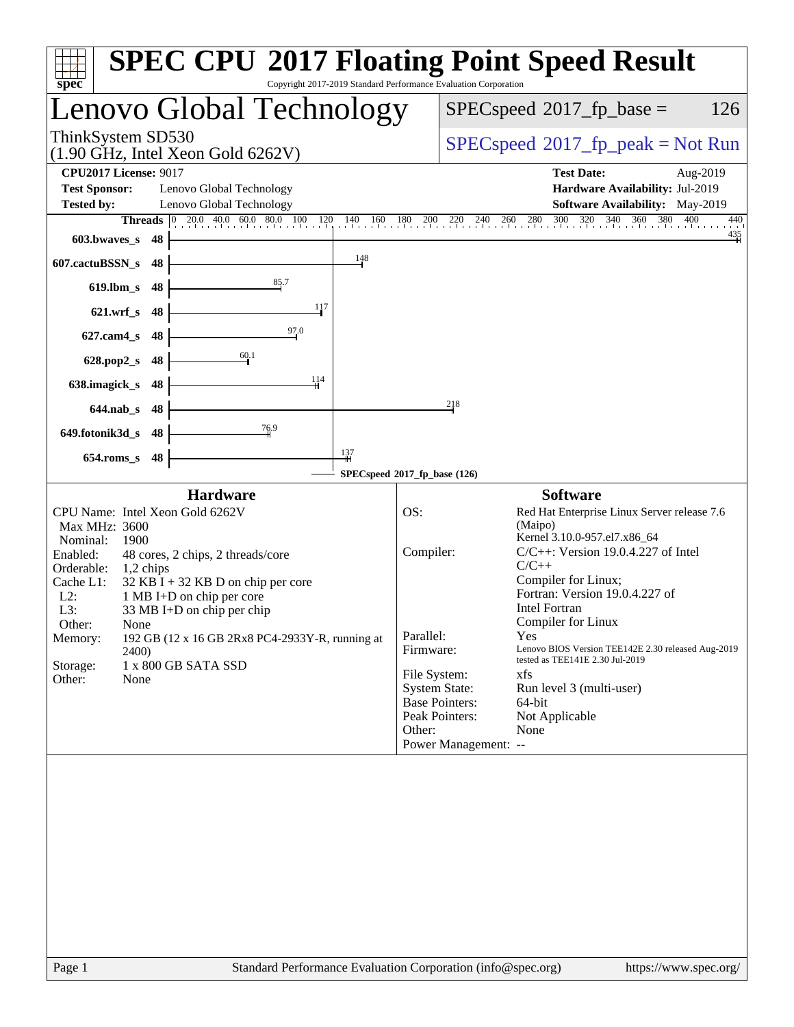# SPEC CPU 2017 Floating Point Speed Result

Copyright 2017-2019 Standard Performance Evaluation Corporation

## Lenovo Global Technology

ThinkSystem SD530
(1.90 GHz, Intel Xeon Gold 6262V)

SPECspeed 2017_fp_base = 126

SPECspeed 2017_fp_peak = Not Run

| | | | |
|---|---|---|---|
| **CPU2017 License:** | 9017 | **Test Date:** | Aug-2019 |
| **Test Sponsor:** | Lenovo Global Technology | **Hardware Availability:** | Jul-2019 |
| **Tested by:** | Lenovo Global Technology | **Software Availability:** | May-2019 |

| Benchmark | Threads | Base Ratio |
|---|---|---|
| 603.bwaves_s | 48 | 435 |
| 607.cactuBSSN_s | 48 | 148 |
| 619.lbm_s | 48 | 85.7 |
| 621.wrf_s | 48 | 117 |
| 627.cam4_s | 48 | 97.0 |
| 628.pop2_s | 48 | 60.1 |
| 638.imagick_s | 48 | 114 |
| 644.nab_s | 48 | 218 |
| 649.fotonik3d_s | 48 | 76.9 |
| 654.roms_s | 48 | 137 |

SPECspeed 2017_fp_base (126)

### Hardware

- CPU Name: Intel Xeon Gold 6262V
- Max MHz: 3600
- Nominal: 1900
- Enabled: 48 cores, 2 chips, 2 threads/core
- Orderable: 1,2 chips
- Cache L1: 32 KB I + 32 KB D on chip per core
- L2: 1 MB I+D on chip per core
- L3: 33 MB I+D on chip per chip
- Other: None
- Memory: 192 GB (12 x 16 GB 2Rx8 PC4-2933Y-R, running at 2400)
- Storage: 1 x 800 GB SATA SSD
- Other: None

### Software

- OS: Red Hat Enterprise Linux Server release 7.6 (Maipo) Kernel 3.10.0-957.el7.x86_64
- Compiler: C/C++: Version 19.0.4.227 of Intel C/C++ Compiler for Linux; Fortran: Version 19.0.4.227 of Intel Fortran Compiler for Linux
- Parallel: Yes
- Firmware: Lenovo BIOS Version TEE142E 2.30 released Aug-2019 tested as TEE141E 2.30 Jul-2019
- File System: xfs
- System State: Run level 3 (multi-user)
- Base Pointers: 64-bit
- Peak Pointers: Not Applicable
- Other: None
- Power Management: --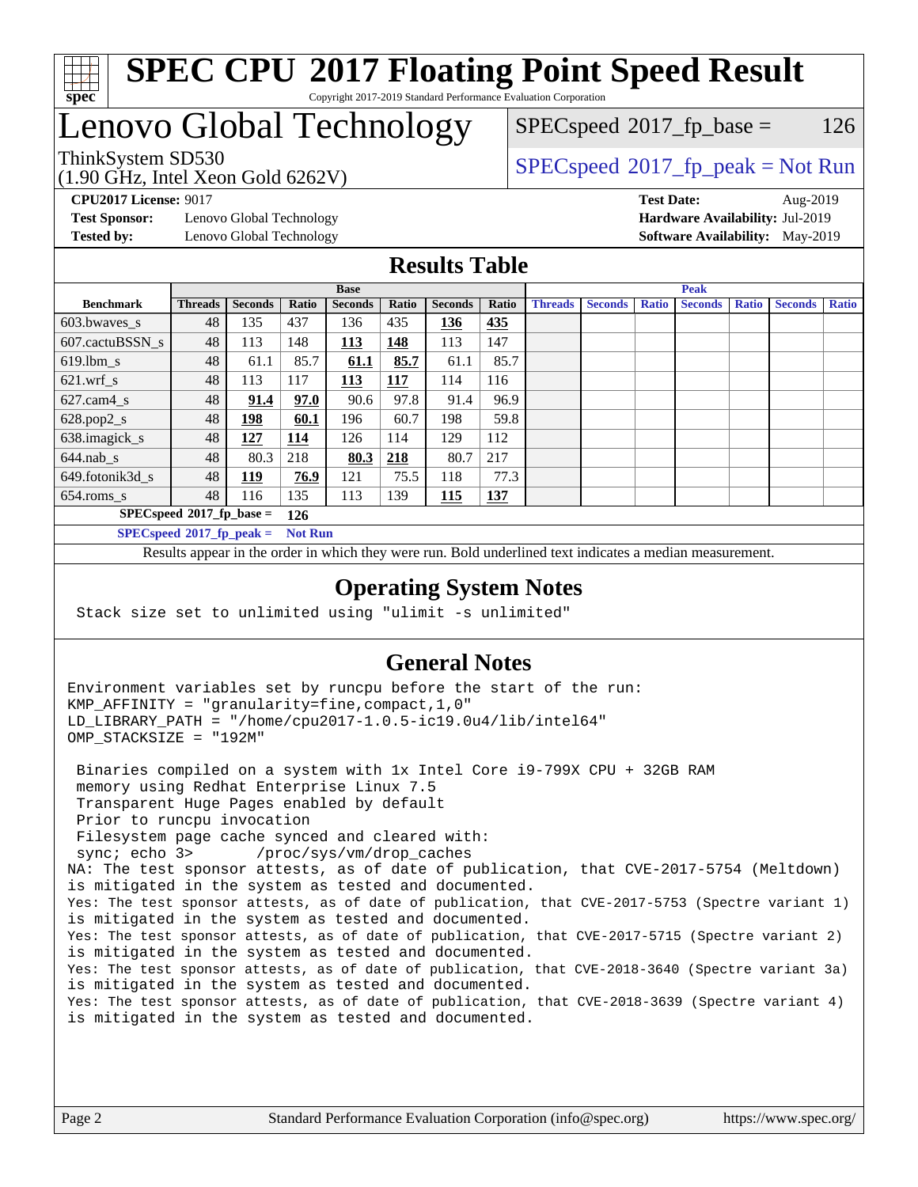# SPEC CPU 2017 Floating Point Speed Result

Copyright 2017-2019 Standard Performance Evaluation Corporation

# Lenovo Global Technology

ThinkSystem SD530
(1.90 GHz, Intel Xeon Gold 6262V)

SPECspeed 2017_fp_base = 126

SPECspeed 2017_fp_peak = Not Run

**CPU2017 License:** 9017
**Test Sponsor:** Lenovo Global Technology
**Tested by:** Lenovo Global Technology

**Test Date:** Aug-2019
**Hardware Availability:** Jul-2019
**Software Availability:** May-2019

## Results Table

| | Base | | | | | | | Peak | | | | | | |
|---|---|---|---|---|---|---|---|---|---|---|---|---|---|---|
| **Benchmark** | **Threads** | **Seconds** | **Ratio** | **Seconds** | **Ratio** | **Seconds** | **Ratio** | **Threads** | **Seconds** | **Ratio** | **Seconds** | **Ratio** | **Seconds** | **Ratio** |
| 603.bwaves_s | 48 | 135 | 437 | 136 | 435 | **136** | **435** | | | | | | | |
| 607.cactuBSSN_s | 48 | 113 | 148 | **113** | **148** | 113 | 147 | | | | | | | |
| 619.lbm_s | 48 | 61.1 | 85.7 | **61.1** | **85.7** | 61.1 | 85.7 | | | | | | | |
| 621.wrf_s | 48 | 113 | 117 | **113** | **117** | 114 | 116 | | | | | | | |
| 627.cam4_s | 48 | **91.4** | **97.0** | 90.6 | 97.8 | 91.4 | 96.9 | | | | | | | |
| 628.pop2_s | 48 | **198** | **60.1** | 196 | 60.7 | 198 | 59.8 | | | | | | | |
| 638.imagick_s | 48 | **127** | **114** | 126 | 114 | 129 | 112 | | | | | | | |
| 644.nab_s | 48 | 80.3 | 218 | **80.3** | **218** | 80.7 | 217 | | | | | | | |
| 649.fotonik3d_s | 48 | **119** | **76.9** | 121 | 75.5 | 118 | 77.3 | | | | | | | |
| 654.roms_s | 48 | 116 | 135 | 113 | 139 | **115** | **137** | | | | | | | |

**SPECspeed 2017_fp_base = 126**

**SPECspeed 2017_fp_peak = Not Run**

Results appear in the order in which they were run. Bold underlined text indicates a median measurement.

## Operating System Notes

```
Stack size set to unlimited using "ulimit -s unlimited"
```

## General Notes

```
Environment variables set by runcpu before the start of the run:
KMP_AFFINITY = "granularity=fine,compact,1,0"
LD_LIBRARY_PATH = "/home/cpu2017-1.0.5-ic19.0u4/lib/intel64"
OMP_STACKSIZE = "192M"

 Binaries compiled on a system with 1x Intel Core i9-799X CPU + 32GB RAM
 memory using Redhat Enterprise Linux 7.5
 Transparent Huge Pages enabled by default
 Prior to runcpu invocation
 Filesystem page cache synced and cleared with:
 sync; echo 3>       /proc/sys/vm/drop_caches
NA: The test sponsor attests, as of date of publication, that CVE-2017-5754 (Meltdown)
is mitigated in the system as tested and documented.
Yes: The test sponsor attests, as of date of publication, that CVE-2017-5753 (Spectre variant 1)
is mitigated in the system as tested and documented.
Yes: The test sponsor attests, as of date of publication, that CVE-2017-5715 (Spectre variant 2)
is mitigated in the system as tested and documented.
Yes: The test sponsor attests, as of date of publication, that CVE-2018-3640 (Spectre variant 3a)
is mitigated in the system as tested and documented.
Yes: The test sponsor attests, as of date of publication, that CVE-2018-3639 (Spectre variant 4)
is mitigated in the system as tested and documented.
```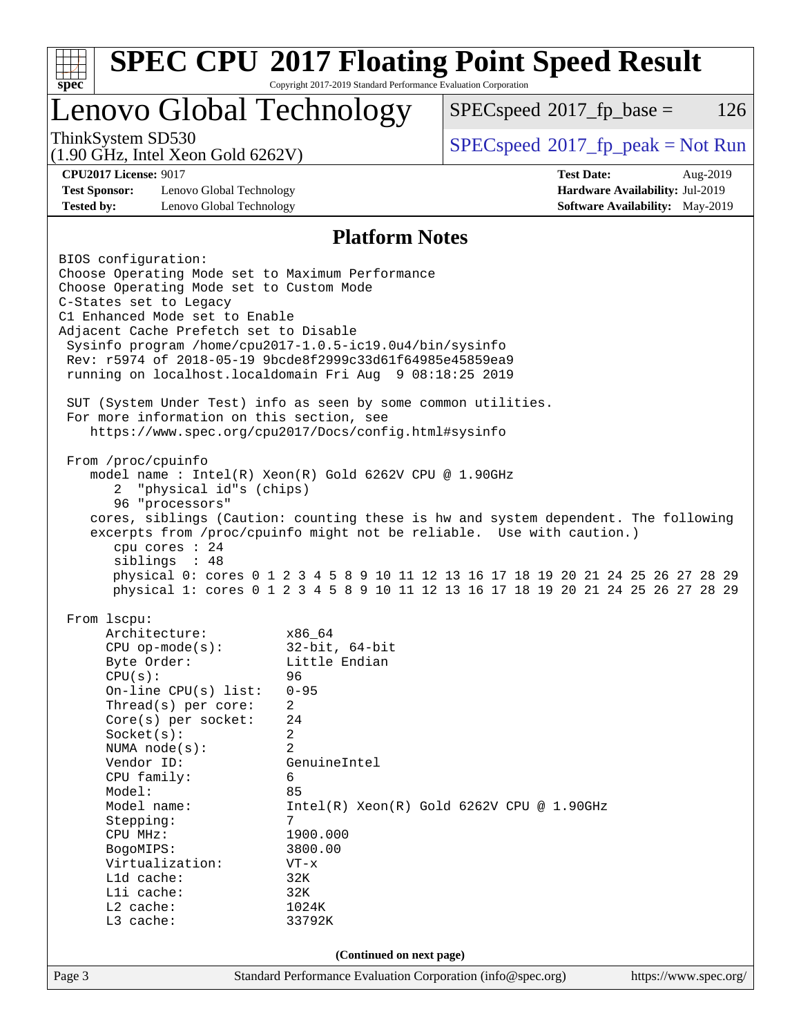# SPEC CPU 2017 Floating Point Speed Result

Copyright 2017-2019 Standard Performance Evaluation Corporation

## Lenovo Global Technology

ThinkSystem SD530
(1.90 GHz, Intel Xeon Gold 6262V)

SPECspeed 2017_fp_base = 126

SPECspeed 2017_fp_peak = Not Run

**CPU2017 License:** 9017
**Test Sponsor:** Lenovo Global Technology
**Tested by:** Lenovo Global Technology

**Test Date:** Aug-2019
**Hardware Availability:** Jul-2019
**Software Availability:** May-2019

## Platform Notes

```
BIOS configuration:
Choose Operating Mode set to Maximum Performance
Choose Operating Mode set to Custom Mode
C-States set to Legacy
C1 Enhanced Mode set to Enable
Adjacent Cache Prefetch set to Disable
 Sysinfo program /home/cpu2017-1.0.5-ic19.0u4/bin/sysinfo
 Rev: r5974 of 2018-05-19 9bcde8f2999c33d61f64985e45859ea9
 running on localhost.localdomain Fri Aug  9 08:18:25 2019

 SUT (System Under Test) info as seen by some common utilities.
 For more information on this section, see
    https://www.spec.org/cpu2017/Docs/config.html#sysinfo

 From /proc/cpuinfo
    model name : Intel(R) Xeon(R) Gold 6262V CPU @ 1.90GHz
       2  "physical id"s (chips)
       96 "processors"
    cores, siblings (Caution: counting these is hw and system dependent. The following
    excerpts from /proc/cpuinfo might not be reliable.  Use with caution.)
       cpu cores : 24
       siblings  : 48
       physical 0: cores 0 1 2 3 4 5 8 9 10 11 12 13 16 17 18 19 20 21 24 25 26 27 28 29
       physical 1: cores 0 1 2 3 4 5 8 9 10 11 12 13 16 17 18 19 20 21 24 25 26 27 28 29

 From lscpu:
      Architecture:          x86_64
      CPU op-mode(s):        32-bit, 64-bit
      Byte Order:            Little Endian
      CPU(s):                96
      On-line CPU(s) list:   0-95
      Thread(s) per core:    2
      Core(s) per socket:    24
      Socket(s):             2
      NUMA node(s):          2
      Vendor ID:             GenuineIntel
      CPU family:            6
      Model:                 85
      Model name:            Intel(R) Xeon(R) Gold 6262V CPU @ 1.90GHz
      Stepping:              7
      CPU MHz:               1900.000
      BogoMIPS:              3800.00
      Virtualization:        VT-x
      L1d cache:             32K
      L1i cache:             32K
      L2 cache:              1024K
      L3 cache:              33792K
```

(Continued on next page)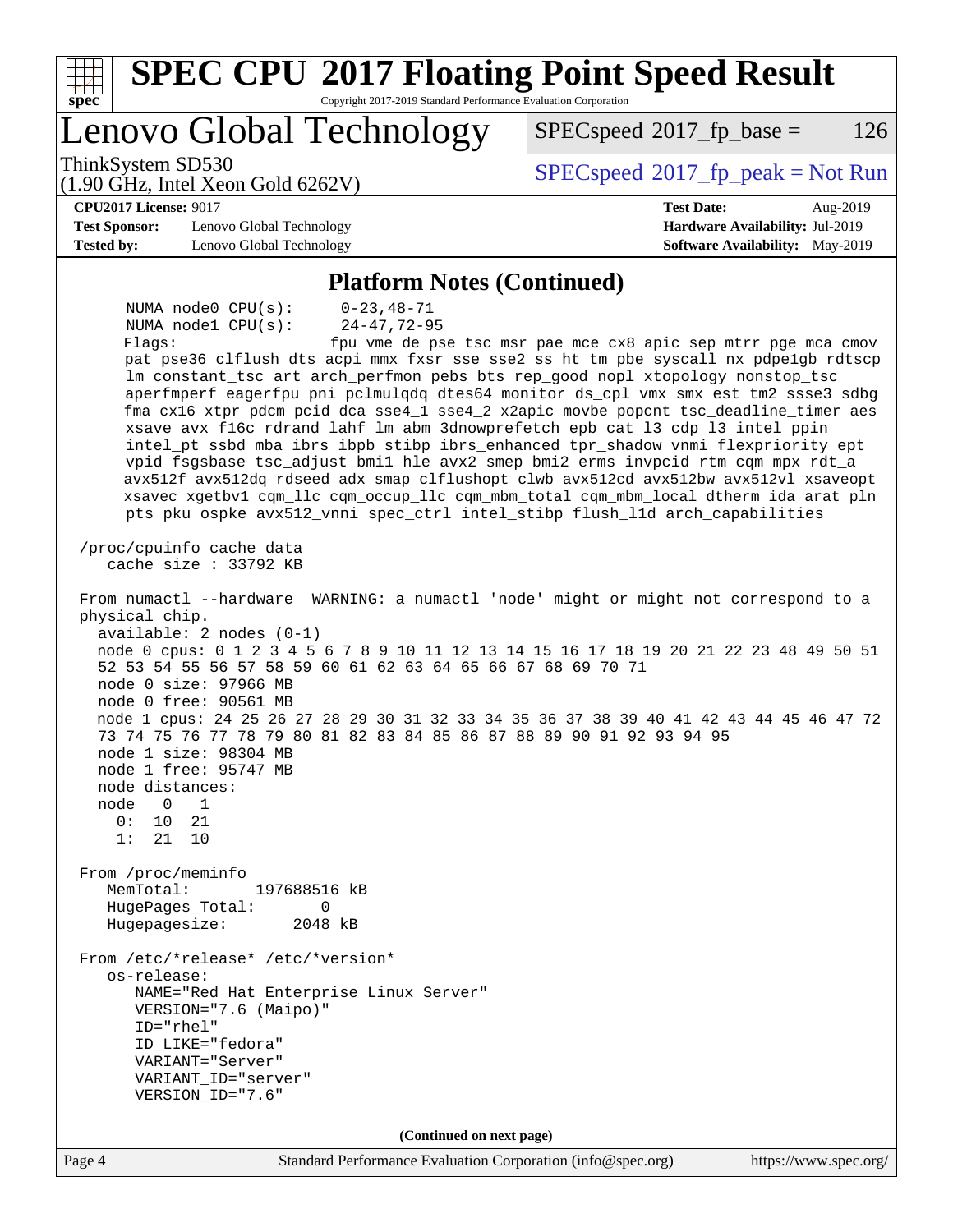# SPEC CPU 2017 Floating Point Speed Result

Copyright 2017-2019 Standard Performance Evaluation Corporation

## Lenovo Global Technology

ThinkSystem SD530
(1.90 GHz, Intel Xeon Gold 6262V)

SPECspeed 2017_fp_base = 126

SPECspeed 2017_fp_peak = Not Run

**CPU2017 License:** 9017
**Test Sponsor:** Lenovo Global Technology
**Tested by:** Lenovo Global Technology

**Test Date:** Aug-2019
**Hardware Availability:** Jul-2019
**Software Availability:** May-2019

## Platform Notes (Continued)

```
     NUMA node0 CPU(s):     0-23,48-71
     NUMA node1 CPU(s):     24-47,72-95
     Flags:                 fpu vme de pse tsc msr pae mce cx8 apic sep mtrr pge mca cmov
     pat pse36 clflush dts acpi mmx fxsr sse sse2 ss ht tm pbe syscall nx pdpe1gb rdtscp
     lm constant_tsc art arch_perfmon pebs bts rep_good nopl xtopology nonstop_tsc
     aperfmperf eagerfpu pni pclmulqdq dtes64 monitor ds_cpl vmx smx est tm2 ssse3 sdbg
     fma cx16 xtpr pdcm pcid dca sse4_1 sse4_2 x2apic movbe popcnt tsc_deadline_timer aes
     xsave avx f16c rdrand lahf_lm abm 3dnowprefetch epb cat_l3 cdp_l3 intel_ppin
     intel_pt ssbd mba ibrs ibpb stibp ibrs_enhanced tpr_shadow vnmi flexpriority ept
     vpid fsgsbase tsc_adjust bmi1 hle avx2 smep bmi2 erms invpcid rtm cqm mpx rdt_a
     avx512f avx512dq rdseed adx smap clflushopt clwb avx512cd avx512bw avx512vl xsaveopt
     xsavec xgetbv1 cqm_llc cqm_occup_llc cqm_mbm_total cqm_mbm_local dtherm ida arat pln
     pts pku ospke avx512_vnni spec_ctrl intel_stibp flush_l1d arch_capabilities

 /proc/cpuinfo cache data
    cache size : 33792 KB

 From numactl --hardware  WARNING: a numactl 'node' might or might not correspond to a
 physical chip.
   available: 2 nodes (0-1)
   node 0 cpus: 0 1 2 3 4 5 6 7 8 9 10 11 12 13 14 15 16 17 18 19 20 21 22 23 48 49 50 51
   52 53 54 55 56 57 58 59 60 61 62 63 64 65 66 67 68 69 70 71
   node 0 size: 97966 MB
   node 0 free: 90561 MB
   node 1 cpus: 24 25 26 27 28 29 30 31 32 33 34 35 36 37 38 39 40 41 42 43 44 45 46 47 72
   73 74 75 76 77 78 79 80 81 82 83 84 85 86 87 88 89 90 91 92 93 94 95
   node 1 size: 98304 MB
   node 1 free: 95747 MB
   node distances:
   node   0   1
     0:  10  21
     1:  21  10

 From /proc/meminfo
    MemTotal:       197688516 kB
    HugePages_Total:       0
    Hugepagesize:       2048 kB

 From /etc/*release* /etc/*version*
    os-release:
       NAME="Red Hat Enterprise Linux Server"
       VERSION="7.6 (Maipo)"
       ID="rhel"
       ID_LIKE="fedora"
       VARIANT="Server"
       VARIANT_ID="server"
       VERSION_ID="7.6"
```

(Continued on next page)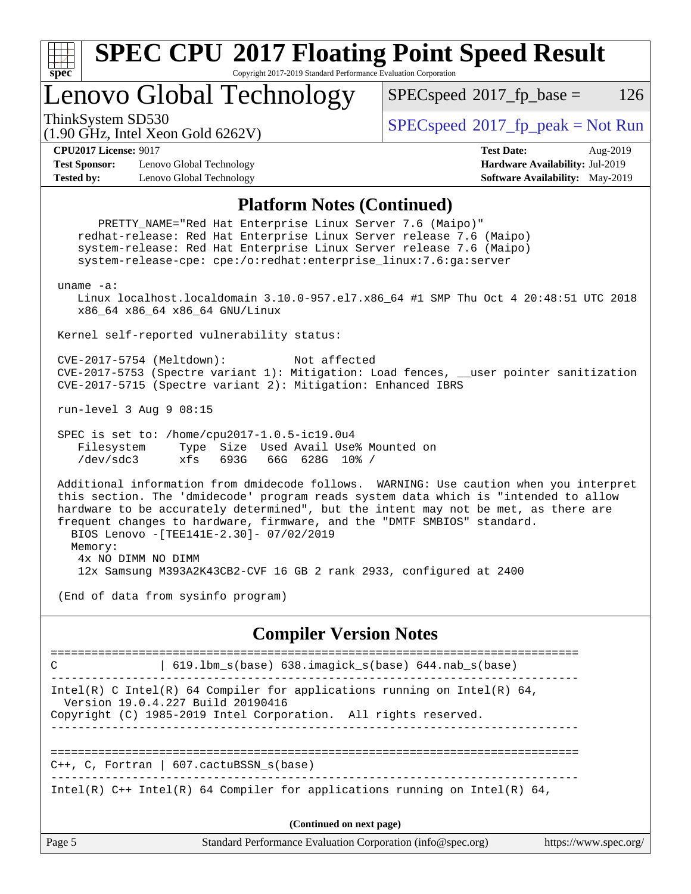## Platform Notes (Continued)

```
      PRETTY_NAME="Red Hat Enterprise Linux Server 7.6 (Maipo)"
    redhat-release: Red Hat Enterprise Linux Server release 7.6 (Maipo)
    system-release: Red Hat Enterprise Linux Server release 7.6 (Maipo)
    system-release-cpe: cpe:/o:redhat:enterprise_linux:7.6:ga:server

 uname -a:
    Linux localhost.localdomain 3.10.0-957.el7.x86_64 #1 SMP Thu Oct 4 20:48:51 UTC 2018
    x86_64 x86_64 x86_64 GNU/Linux

 Kernel self-reported vulnerability status:

 CVE-2017-5754 (Meltdown):          Not affected
 CVE-2017-5753 (Spectre variant 1): Mitigation: Load fences, __user pointer sanitization
 CVE-2017-5715 (Spectre variant 2): Mitigation: Enhanced IBRS

 run-level 3 Aug 9 08:15

 SPEC is set to: /home/cpu2017-1.0.5-ic19.0u4
    Filesystem     Type  Size  Used Avail Use% Mounted on
    /dev/sdc3      xfs   693G   66G  628G  10% /

 Additional information from dmidecode follows.  WARNING: Use caution when you interpret
 this section. The 'dmidecode' program reads system data which is "intended to allow
 hardware to be accurately determined", but the intent may not be met, as there are
 frequent changes to hardware, firmware, and the "DMTF SMBIOS" standard.
   BIOS Lenovo -[TEE141E-2.30]- 07/02/2019
   Memory:
    4x NO DIMM NO DIMM
    12x Samsung M393A2K43CB2-CVF 16 GB 2 rank 2933, configured at 2400

 (End of data from sysinfo program)
```

## Compiler Version Notes

```
==============================================================================
C               | 619.lbm_s(base) 638.imagick_s(base) 644.nab_s(base)
------------------------------------------------------------------------------
Intel(R) C Intel(R) 64 Compiler for applications running on Intel(R) 64,
  Version 19.0.4.227 Build 20190416
Copyright (C) 1985-2019 Intel Corporation.  All rights reserved.
------------------------------------------------------------------------------

==============================================================================
C++, C, Fortran | 607.cactuBSSN_s(base)
------------------------------------------------------------------------------
Intel(R) C++ Intel(R) 64 Compiler for applications running on Intel(R) 64,
```

**(Continued on next page)**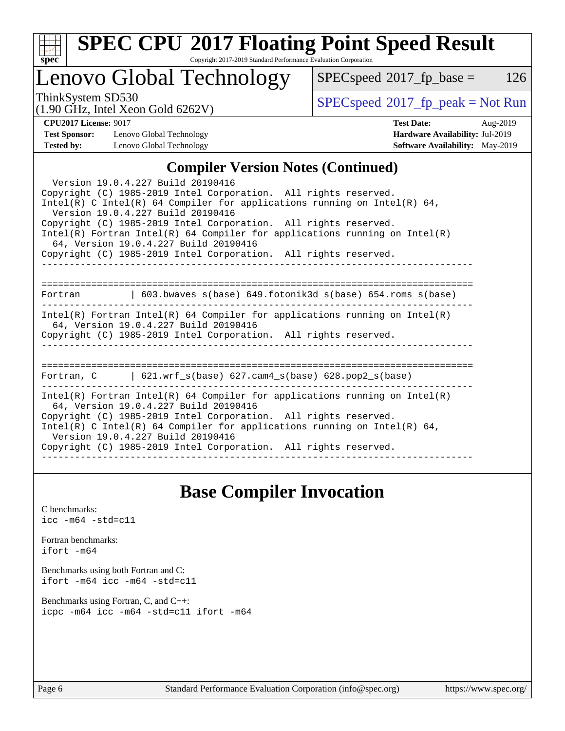## Compiler Version Notes (Continued)

```
  Version 19.0.4.227 Build 20190416
Copyright (C) 1985-2019 Intel Corporation.  All rights reserved.
Intel(R) C Intel(R) 64 Compiler for applications running on Intel(R) 64,
  Version 19.0.4.227 Build 20190416
Copyright (C) 1985-2019 Intel Corporation.  All rights reserved.
Intel(R) Fortran Intel(R) 64 Compiler for applications running on Intel(R)
  64, Version 19.0.4.227 Build 20190416
Copyright (C) 1985-2019 Intel Corporation.  All rights reserved.
------------------------------------------------------------------------------

==============================================================================
Fortran         | 603.bwaves_s(base) 649.fotonik3d_s(base) 654.roms_s(base)
------------------------------------------------------------------------------
Intel(R) Fortran Intel(R) 64 Compiler for applications running on Intel(R)
  64, Version 19.0.4.227 Build 20190416
Copyright (C) 1985-2019 Intel Corporation.  All rights reserved.
------------------------------------------------------------------------------

==============================================================================
Fortran, C      | 621.wrf_s(base) 627.cam4_s(base) 628.pop2_s(base)
------------------------------------------------------------------------------
Intel(R) Fortran Intel(R) 64 Compiler for applications running on Intel(R)
  64, Version 19.0.4.227 Build 20190416
Copyright (C) 1985-2019 Intel Corporation.  All rights reserved.
Intel(R) C Intel(R) 64 Compiler for applications running on Intel(R) 64,
  Version 19.0.4.227 Build 20190416
Copyright (C) 1985-2019 Intel Corporation.  All rights reserved.
------------------------------------------------------------------------------
```

## Base Compiler Invocation

C benchmarks:
`icc -m64 -std=c11`

Fortran benchmarks:
`ifort -m64`

Benchmarks using both Fortran and C:
`ifort -m64 icc -m64 -std=c11`

Benchmarks using Fortran, C, and C++:
`icpc -m64 icc -m64 -std=c11 ifort -m64`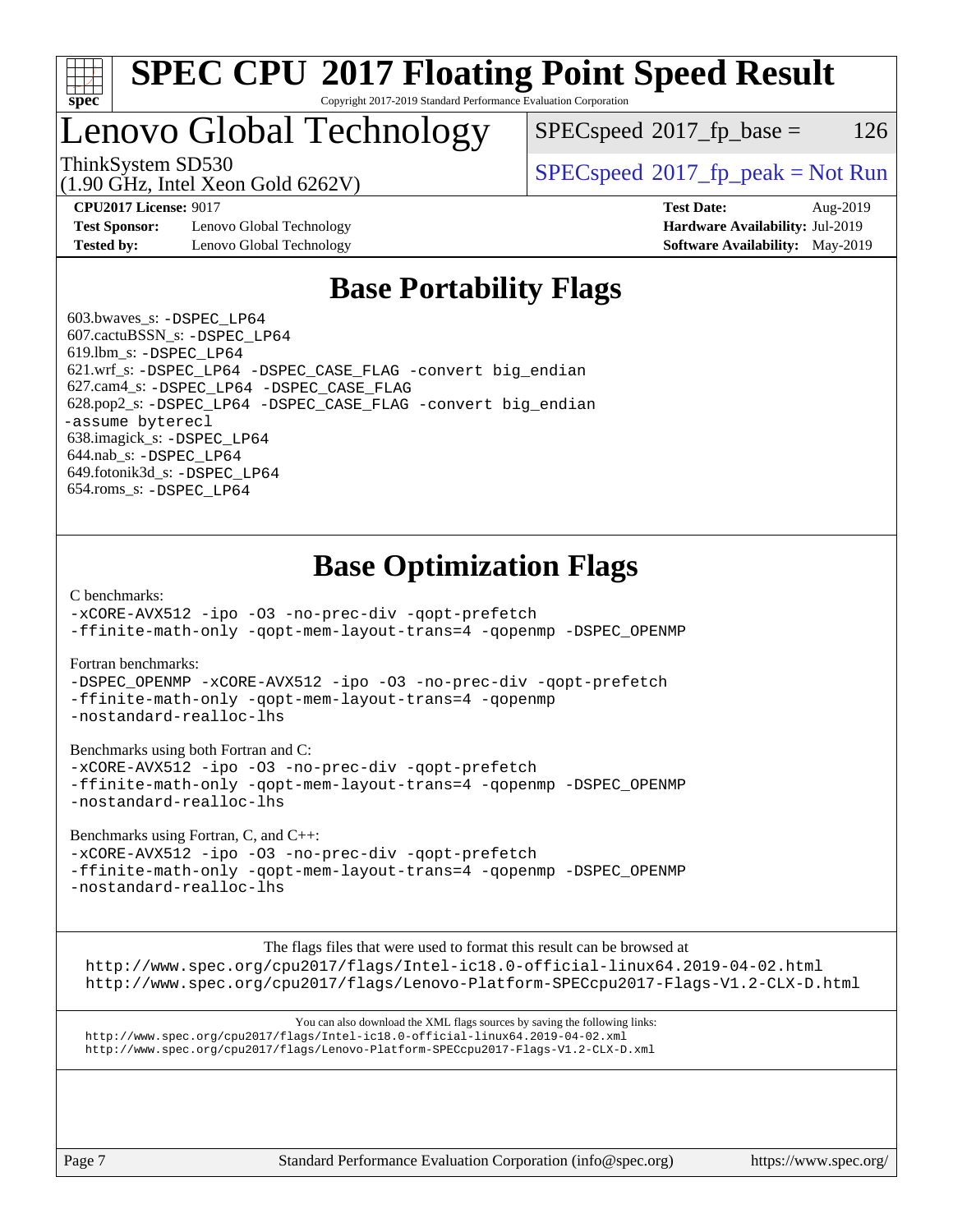# SPEC CPU 2017 Floating Point Speed Result

Copyright 2017-2019 Standard Performance Evaluation Corporation

## Lenovo Global Technology

ThinkSystem SD530
(1.90 GHz, Intel Xeon Gold 6262V)

SPECspeed 2017_fp_base = 126

SPECspeed 2017_fp_peak = Not Run

**CPU2017 License:** 9017
**Test Sponsor:** Lenovo Global Technology
**Tested by:** Lenovo Global Technology

**Test Date:** Aug-2019
**Hardware Availability:** Jul-2019
**Software Availability:** May-2019

## Base Portability Flags

603.bwaves_s: -DSPEC_LP64
607.cactuBSSN_s: -DSPEC_LP64
619.lbm_s: -DSPEC_LP64
621.wrf_s: -DSPEC_LP64 -DSPEC_CASE_FLAG -convert big_endian
627.cam4_s: -DSPEC_LP64 -DSPEC_CASE_FLAG
628.pop2_s: -DSPEC_LP64 -DSPEC_CASE_FLAG -convert big_endian -assume byterecl
638.imagick_s: -DSPEC_LP64
644.nab_s: -DSPEC_LP64
649.fotonik3d_s: -DSPEC_LP64
654.roms_s: -DSPEC_LP64

## Base Optimization Flags

C benchmarks:
-xCORE-AVX512 -ipo -O3 -no-prec-div -qopt-prefetch
-ffinite-math-only -qopt-mem-layout-trans=4 -qopenmp -DSPEC_OPENMP

Fortran benchmarks:
-DSPEC_OPENMP -xCORE-AVX512 -ipo -O3 -no-prec-div -qopt-prefetch
-ffinite-math-only -qopt-mem-layout-trans=4 -qopenmp
-nostandard-realloc-lhs

Benchmarks using both Fortran and C:
-xCORE-AVX512 -ipo -O3 -no-prec-div -qopt-prefetch
-ffinite-math-only -qopt-mem-layout-trans=4 -qopenmp -DSPEC_OPENMP
-nostandard-realloc-lhs

Benchmarks using Fortran, C, and C++:
-xCORE-AVX512 -ipo -O3 -no-prec-div -qopt-prefetch
-ffinite-math-only -qopt-mem-layout-trans=4 -qopenmp -DSPEC_OPENMP
-nostandard-realloc-lhs

The flags files that were used to format this result can be browsed at
http://www.spec.org/cpu2017/flags/Intel-ic18.0-official-linux64.2019-04-02.html
http://www.spec.org/cpu2017/flags/Lenovo-Platform-SPECcpu2017-Flags-V1.2-CLX-D.html

You can also download the XML flags sources by saving the following links:
http://www.spec.org/cpu2017/flags/Intel-ic18.0-official-linux64.2019-04-02.xml
http://www.spec.org/cpu2017/flags/Lenovo-Platform-SPECcpu2017-Flags-V1.2-CLX-D.xml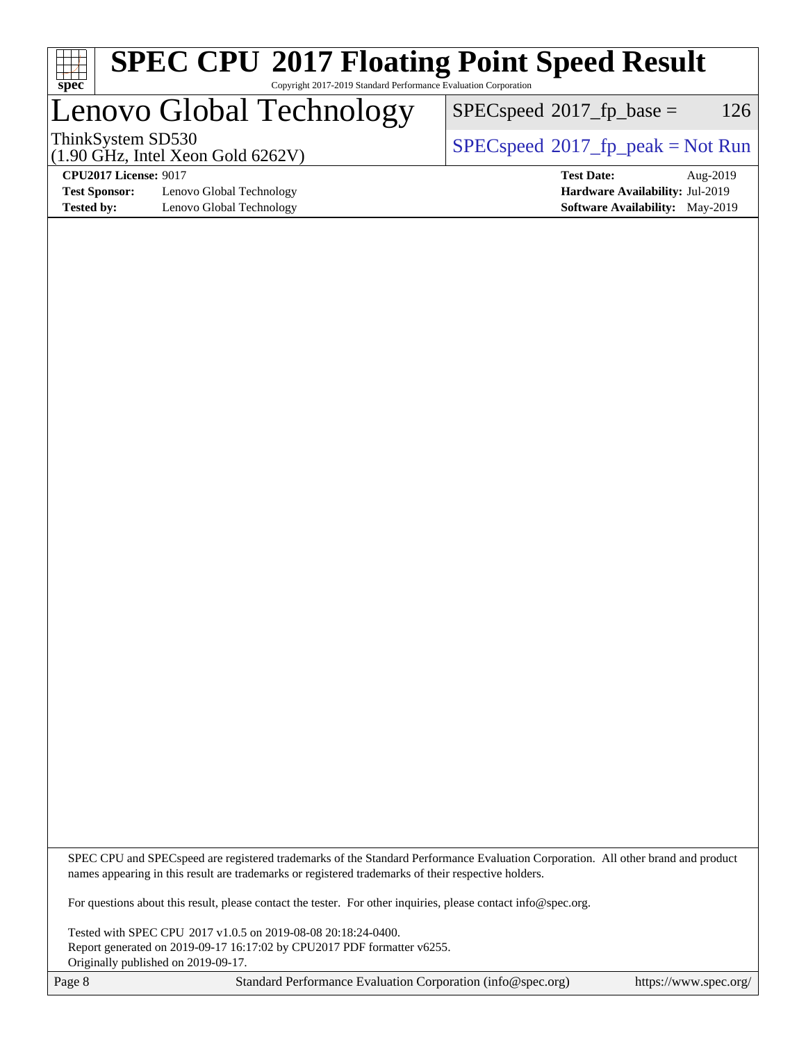SPEC CPU and SPECspeed are registered trademarks of the Standard Performance Evaluation Corporation. All other brand and product names appearing in this result are trademarks or registered trademarks of their respective holders.

For questions about this result, please contact the tester. For other inquiries, please contact info@spec.org.

Tested with SPEC CPU 2017 v1.0.5 on 2019-08-08 20:18:24-0400.
Report generated on 2019-09-17 16:17:02 by CPU2017 PDF formatter v6255.
Originally published on 2019-09-17.